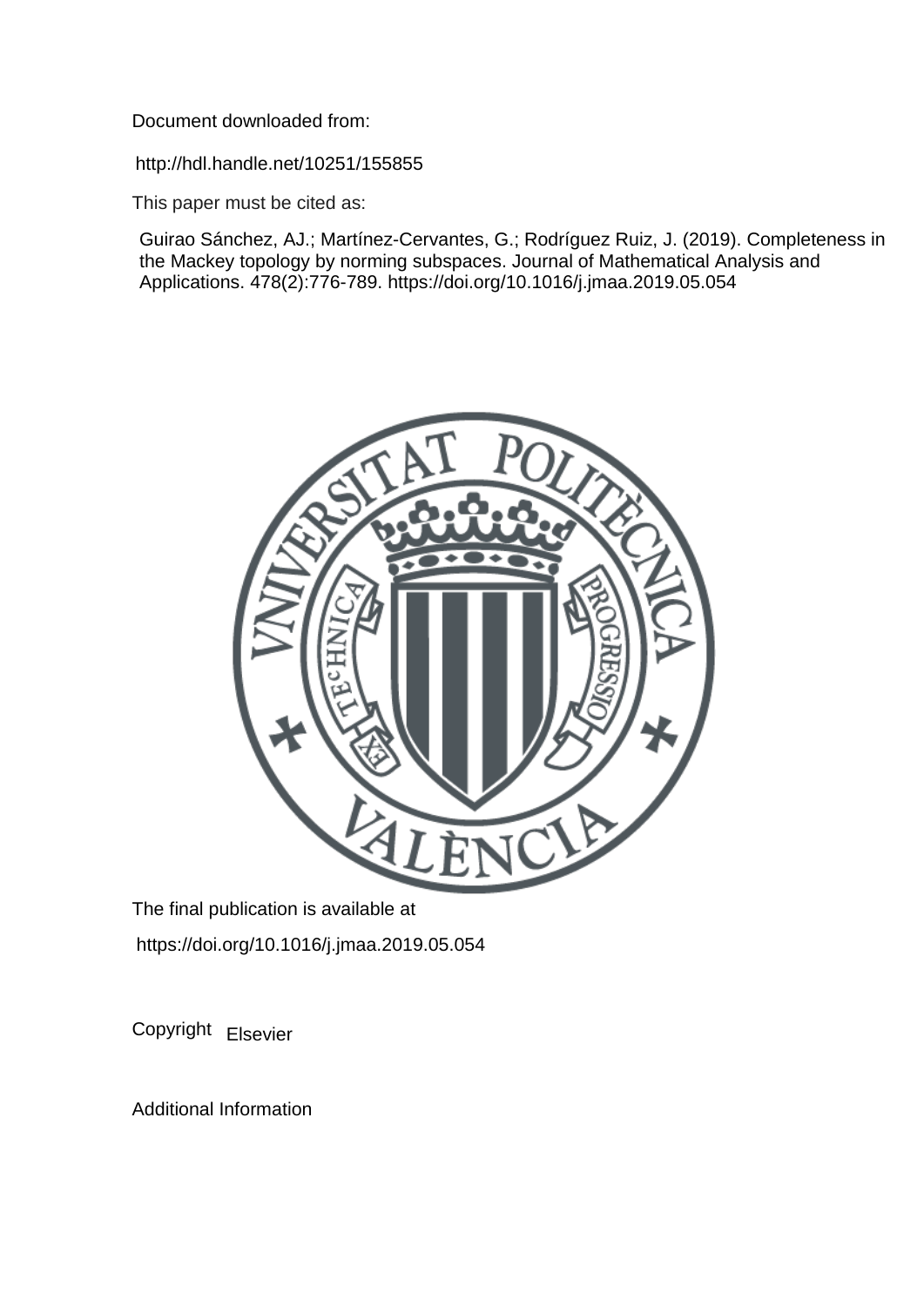Document downloaded from:

http://hdl.handle.net/10251/155855

This paper must be cited as:

Guirao Sánchez, AJ.; Martínez-Cervantes, G.; Rodríguez Ruiz, J. (2019). Completeness in the Mackey topology by norming subspaces. Journal of Mathematical Analysis and Applications. 478(2):776-789. https://doi.org/10.1016/j.jmaa.2019.05.054

The final publication is available at

https://doi.org/10.1016/j.jmaa.2019.05.054

Copyright Elsevier

Additional Information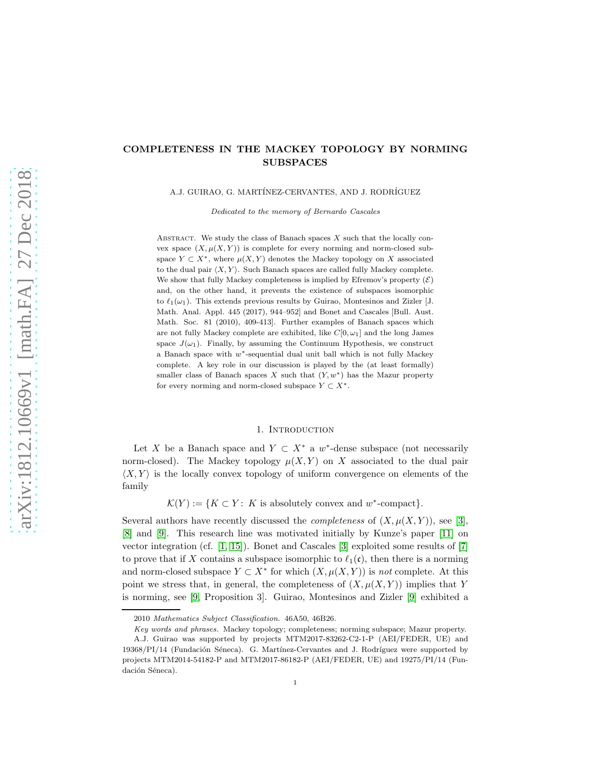# COMPLETENESS IN THE MACKEY TOPOLOGY BY NORMING SUBSPACES

A.J. GUIRAO, G. MARTÍNEZ-CERVANTES, AND J. RODRÍGUEZ

*Dedicated to the memory of Bernardo Cascales*

Abstract. We study the class of Banach spaces $X$ such that the locally convex space $(X, \mu(X, Y))$ is complete for every norming and norm-closed subspace $Y \subset X^*$, where $\mu(X, Y)$ denotes the Mackey topology on $X$ associated to the dual pair $\langle X, Y \rangle$. Such Banach spaces are called fully Mackey complete. We show that fully Mackey completeness is implied by Efremov's property $(\mathcal{E})$ and, on the other hand, it prevents the existence of subspaces isomorphic to $\ell_1(\omega_1)$. This extends previous results by Guirao, Montesinos and Zizler [J. Math. Anal. Appl. 445 (2017), 944–952] and Bonet and Cascales [Bull. Aust. Math. Soc. 81 (2010), 409-413]. Further examples of Banach spaces which are not fully Mackey complete are exhibited, like $C[0, \omega_1]$ and the long James space $J(\omega_1)$. Finally, by assuming the Continuum Hypothesis, we construct a Banach space with $w^*$-sequential dual unit ball which is not fully Mackey complete. A key role in our discussion is played by the (at least formally) smaller class of Banach spaces $X$ such that $(Y, w^*)$ has the Mazur property for every norming and norm-closed subspace $Y \subset X^*$.

## 1. Introduction

Let $X$ be a Banach space and $Y \subset X^*$ a $w^*$-dense subspace (not necessarily norm-closed). The Mackey topology $\mu(X, Y)$ on $X$ associated to the dual pair $\langle X, Y \rangle$ is the locally convex topology of uniform convergence on elements of the family

$$\mathcal{K}(Y) := \{K \subset Y : K \text{ is absolutely convex and } w^*\text{-compact}\}.$$

Several authors have recently discussed the *completeness* of $(X, \mu(X, Y))$, see [3], [8] and [9]. This research line was motivated initially by Kunze's paper [11] on vector integration (cf. [1, 15]). Bonet and Cascales [3] exploited some results of [7] to prove that if $X$ contains a subspace isomorphic to $\ell_1(\mathfrak{c})$, then there is a norming and norm-closed subspace $Y \subset X^*$ for which $(X, \mu(X, Y))$ is *not* complete. At this point we stress that, in general, the completeness of $(X, \mu(X, Y))$ implies that $Y$ is norming, see [9, Proposition 3]. Guirao, Montesinos and Zizler [9] exhibited a

2010 *Mathematics Subject Classification.* 46A50, 46B26.

*Key words and phrases.* Mackey topology; completeness; norming subspace; Mazur property.

A.J. Guirao was supported by projects MTM2017-83262-C2-1-P (AEI/FEDER, UE) and 19368/PI/14 (Fundación Séneca). G. Martínez-Cervantes and J. Rodríguez were supported by projects MTM2014-54182-P and MTM2017-86182-P (AEI/FEDER, UE) and 19275/PI/14 (Fundación Séneca).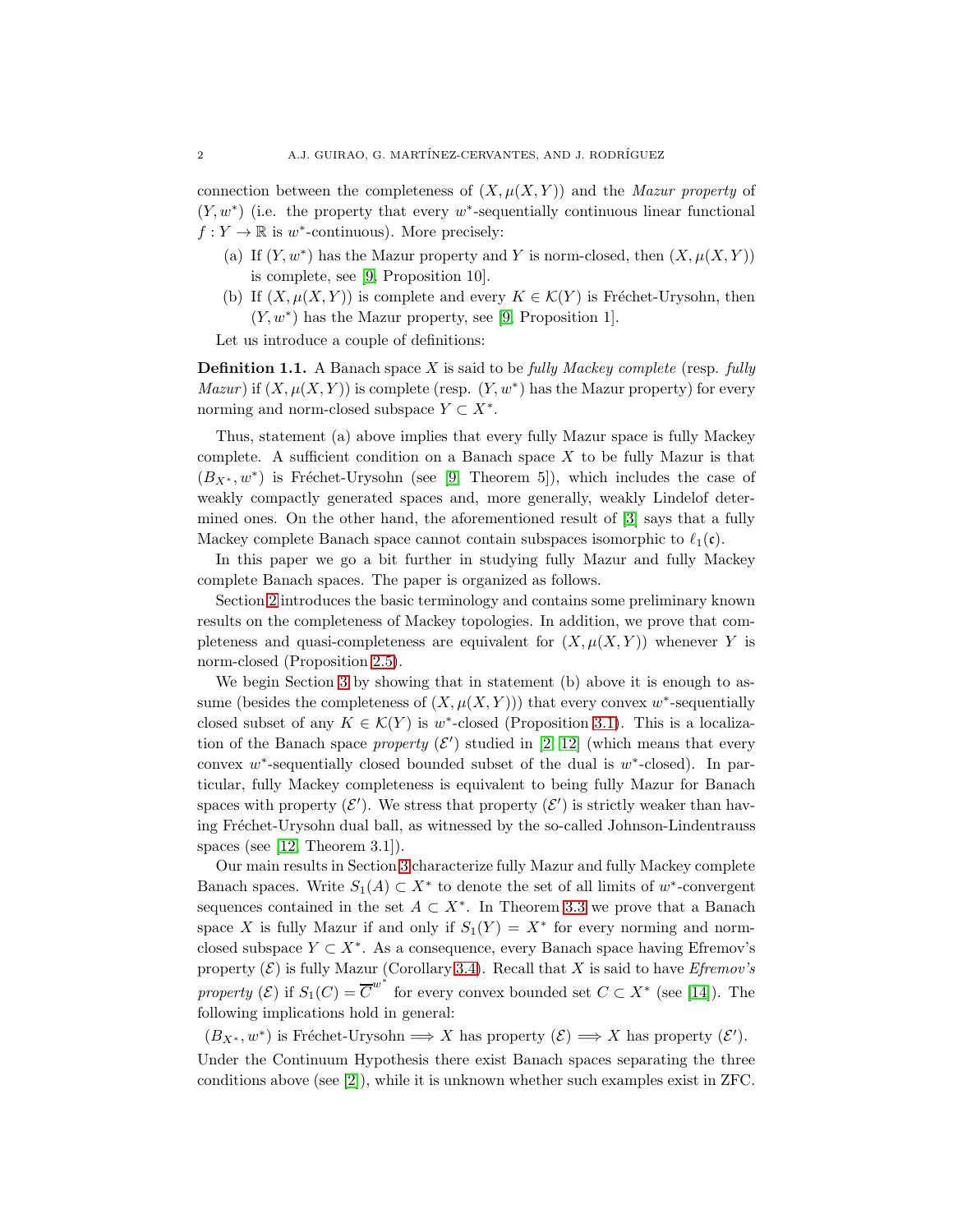connection between the completeness of $(X,\mu(X,Y))$ and the *Mazur property* of $(Y,w^*)$ (i.e. the property that every $w^*$-sequentially continuous linear functional $f: Y \to \mathbb{R}$ is $w^*$-continuous). More precisely:

(a) If $(Y,w^*)$ has the Mazur property and $Y$ is norm-closed, then $(X,\mu(X,Y))$ is complete, see [9, Proposition 10].

(b) If $(X,\mu(X,Y))$ is complete and every $K \in \mathcal{K}(Y)$ is Fréchet-Urysohn, then $(Y,w^*)$ has the Mazur property, see [9, Proposition 1].

Let us introduce a couple of definitions:

**Definition 1.1.** A Banach space $X$ is said to be *fully Mackey complete* (resp. *fully Mazur*) if $(X,\mu(X,Y))$ is complete (resp. $(Y,w^*)$ has the Mazur property) for every norming and norm-closed subspace $Y \subset X^*$.

Thus, statement (a) above implies that every fully Mazur space is fully Mackey complete. A sufficient condition on a Banach space $X$ to be fully Mazur is that $(B_{X^*},w^*)$ is Fréchet-Urysohn (see [9, Theorem 5]), which includes the case of weakly compactly generated spaces and, more generally, weakly Lindelof determined ones. On the other hand, the aforementioned result of [3] says that a fully Mackey complete Banach space cannot contain subspaces isomorphic to $\ell_1(\mathfrak{c})$.

In this paper we go a bit further in studying fully Mazur and fully Mackey complete Banach spaces. The paper is organized as follows.

Section 2 introduces the basic terminology and contains some preliminary known results on the completeness of Mackey topologies. In addition, we prove that completeness and quasi-completeness are equivalent for $(X,\mu(X,Y))$ whenever $Y$ is norm-closed (Proposition 2.5).

We begin Section 3 by showing that in statement (b) above it is enough to assume (besides the completeness of $(X,\mu(X,Y))$) that every convex $w^*$-sequentially closed subset of any $K \in \mathcal{K}(Y)$ is $w^*$-closed (Proposition 3.1). This is a localization of the Banach space *property* $(\mathcal{E}')$ studied in [2, 12] (which means that every convex $w^*$-sequentially closed bounded subset of the dual is $w^*$-closed). In particular, fully Mackey completeness is equivalent to being fully Mazur for Banach spaces with property $(\mathcal{E}')$. We stress that property $(\mathcal{E}')$ is strictly weaker than having Fréchet-Urysohn dual ball, as witnessed by the so-called Johnson-Lindentrauss spaces (see [12, Theorem 3.1]).

Our main results in Section 3 characterize fully Mazur and fully Mackey complete Banach spaces. Write $S_1(A) \subset X^*$ to denote the set of all limits of $w^*$-convergent sequences contained in the set $A \subset X^*$. In Theorem 3.3 we prove that a Banach space $X$ is fully Mazur if and only if $S_1(Y) = X^*$ for every norming and norm-closed subspace $Y \subset X^*$. As a consequence, every Banach space having Efremov's property $(\mathcal{E})$ is fully Mazur (Corollary 3.4). Recall that $X$ is said to have *Efremov's property* $(\mathcal{E})$ if $S_1(C) = \overline{C}^{w^*}$ for every convex bounded set $C \subset X^*$ (see [14]). The following implications hold in general:

$(B_{X^*},w^*)$ is Fréchet-Urysohn $\Longrightarrow$ $X$ has property $(\mathcal{E})$ $\Longrightarrow$ $X$ has property $(\mathcal{E}')$.

Under the Continuum Hypothesis there exist Banach spaces separating the three conditions above (see [2]), while it is unknown whether such examples exist in ZFC.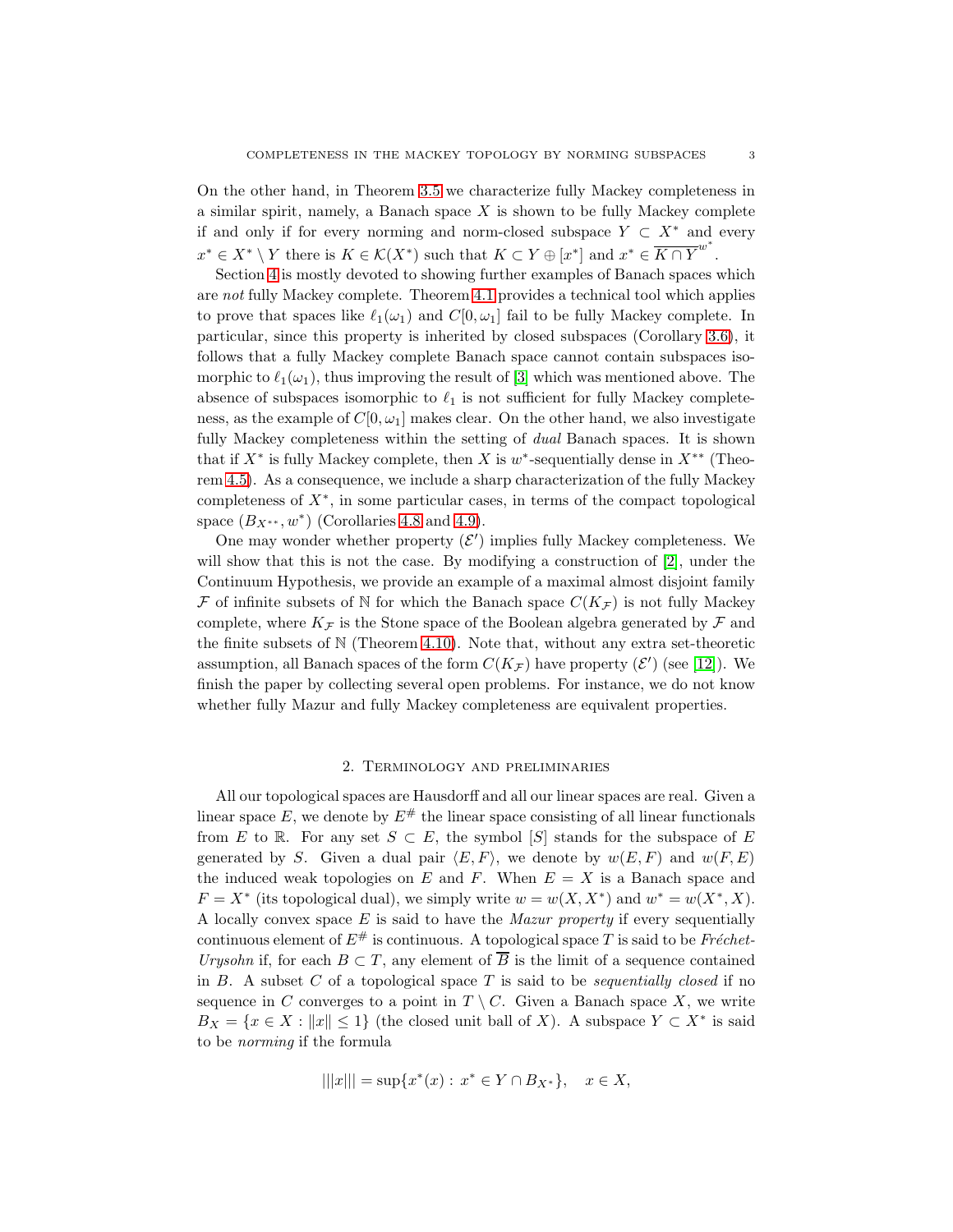On the other hand, in Theorem 3.5 we characterize fully Mackey completeness in a similar spirit, namely, a Banach space $X$ is shown to be fully Mackey complete if and only if for every norming and norm-closed subspace $Y \subset X^*$ and every $x^* \in X^* \setminus Y$ there is $K \in \mathcal{K}(X^*)$ such that $K \subset Y \oplus [x^*]$ and $x^* \in \overline{K \cap Y}^{w^*}$.

Section 4 is mostly devoted to showing further examples of Banach spaces which are *not* fully Mackey complete. Theorem 4.1 provides a technical tool which applies to prove that spaces like $\ell_1(\omega_1)$ and $C[0, \omega_1]$ fail to be fully Mackey complete. In particular, since this property is inherited by closed subspaces (Corollary 3.6), it follows that a fully Mackey complete Banach space cannot contain subspaces isomorphic to $\ell_1(\omega_1)$, thus improving the result of [3] which was mentioned above. The absence of subspaces isomorphic to $\ell_1$ is not sufficient for fully Mackey completeness, as the example of $C[0, \omega_1]$ makes clear. On the other hand, we also investigate fully Mackey completeness within the setting of *dual* Banach spaces. It is shown that if $X^*$ is fully Mackey complete, then $X$ is $w^*$-sequentially dense in $X^{**}$ (Theorem 4.5). As a consequence, we include a sharp characterization of the fully Mackey completeness of $X^*$, in some particular cases, in terms of the compact topological space $(B_{X^{**}}, w^*)$ (Corollaries 4.8 and 4.9).

One may wonder whether property $(\mathcal{E}')$ implies fully Mackey completeness. We will show that this is not the case. By modifying a construction of [2], under the Continuum Hypothesis, we provide an example of a maximal almost disjoint family $\mathcal{F}$ of infinite subsets of $\mathbb{N}$ for which the Banach space $C(K_{\mathcal{F}})$ is not fully Mackey complete, where $K_{\mathcal{F}}$ is the Stone space of the Boolean algebra generated by $\mathcal{F}$ and the finite subsets of $\mathbb{N}$ (Theorem 4.10). Note that, without any extra set-theoretic assumption, all Banach spaces of the form $C(K_{\mathcal{F}})$ have property $(\mathcal{E}')$ (see [12]). We finish the paper by collecting several open problems. For instance, we do not know whether fully Mazur and fully Mackey completeness are equivalent properties.

## 2. Terminology and preliminaries

All our topological spaces are Hausdorff and all our linear spaces are real. Given a linear space $E$, we denote by $E^{\#}$ the linear space consisting of all linear functionals from $E$ to $\mathbb{R}$. For any set $S \subset E$, the symbol $[S]$ stands for the subspace of $E$ generated by $S$. Given a dual pair $\langle E, F \rangle$, we denote by $w(E, F)$ and $w(F, E)$ the induced weak topologies on $E$ and $F$. When $E = X$ is a Banach space and $F = X^*$ (its topological dual), we simply write $w = w(X, X^*)$ and $w^* = w(X^*, X)$. A locally convex space $E$ is said to have the *Mazur property* if every sequentially continuous element of $E^{\#}$ is continuous. A topological space $T$ is said to be *Fréchet-Urysohn* if, for each $B \subset T$, any element of $\overline{B}$ is the limit of a sequence contained in $B$. A subset $C$ of a topological space $T$ is said to be *sequentially closed* if no sequence in $C$ converges to a point in $T \setminus C$. Given a Banach space $X$, we write $B_X = \{x \in X : \|x\| \leq 1\}$ (the closed unit ball of $X$). A subspace $Y \subset X^*$ is said to be *norming* if the formula

$$|||x||| = \sup\{x^*(x) : \, x^* \in Y \cap B_{X^*}\}, \quad x \in X,$$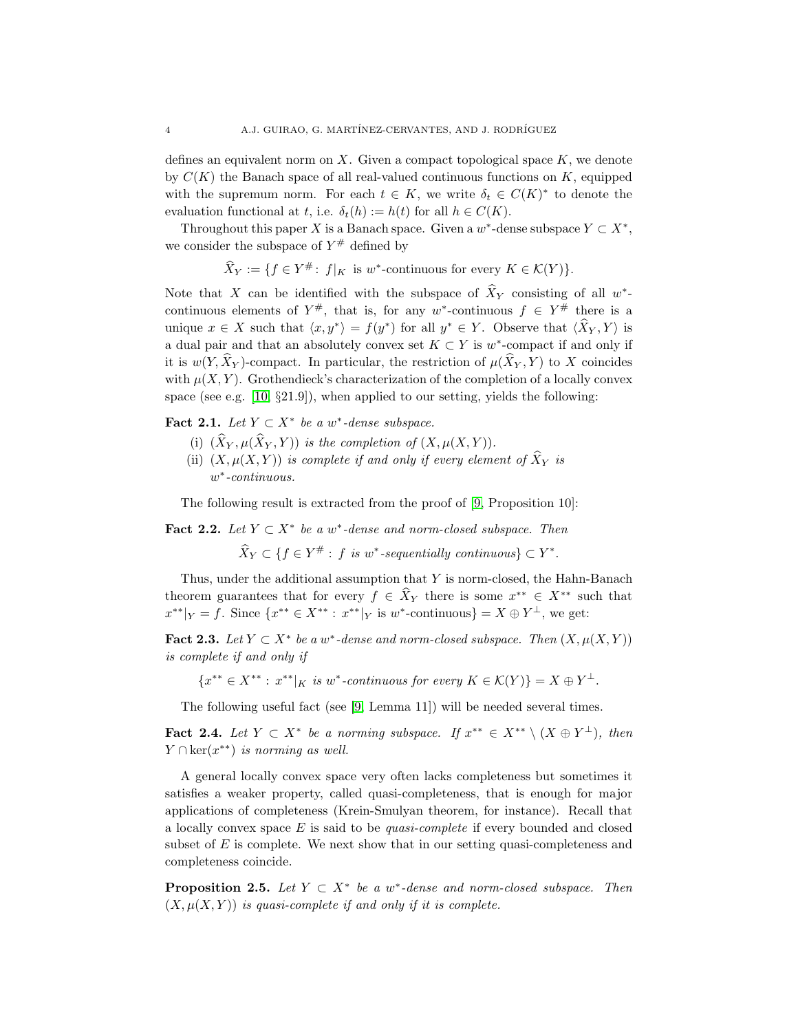defines an equivalent norm on $X$. Given a compact topological space $K$, we denote by $C(K)$ the Banach space of all real-valued continuous functions on $K$, equipped with the supremum norm. For each $t \in K$, we write $\delta_t \in C(K)^*$ to denote the evaluation functional at $t$, i.e. $\delta_t(h) := h(t)$ for all $h \in C(K)$.

Throughout this paper $X$ is a Banach space. Given a $w^*$-dense subspace $Y \subset X^*$, we consider the subspace of $Y^\#$ defined by

$$\widehat{X}_Y := \{f \in Y^\# \colon f|_K \text{ is } w^*\text{-continuous for every } K \in \mathcal{K}(Y)\}.$$

Note that $X$ can be identified with the subspace of $\widehat{X}_Y$ consisting of all $w^*$-continuous elements of $Y^\#$, that is, for any $w^*$-continuous $f \in Y^\#$ there is a unique $x \in X$ such that $\langle x, y^* \rangle = f(y^*)$ for all $y^* \in Y$. Observe that $\langle \widehat{X}_Y, Y \rangle$ is a dual pair and that an absolutely convex set $K \subset Y$ is $w^*$-compact if and only if it is $w(Y, \widehat{X}_Y)$-compact. In particular, the restriction of $\mu(\widehat{X}_Y, Y)$ to $X$ coincides with $\mu(X, Y)$. Grothendieck's characterization of the completion of a locally convex space (see e.g. [10, §21.9]), when applied to our setting, yields the following:

**Fact 2.1.** *Let $Y \subset X^*$ be a $w^*$-dense subspace.*

(i) *$(\widehat{X}_Y, \mu(\widehat{X}_Y, Y))$ is the completion of $(X, \mu(X, Y))$.*

(ii) *$(X, \mu(X, Y))$ is complete if and only if every element of $\widehat{X}_Y$ is $w^*$-continuous.*

The following result is extracted from the proof of [9, Proposition 10]:

**Fact 2.2.** *Let $Y \subset X^*$ be a $w^*$-dense and norm-closed subspace. Then*

$$\widehat{X}_Y \subset \{f \in Y^\# : f \text{ is } w^*\text{-sequentially continuous}\} \subset Y^*.$$

Thus, under the additional assumption that $Y$ is norm-closed, the Hahn-Banach theorem guarantees that for every $f \in \widehat{X}_Y$ there is some $x^{**} \in X^{**}$ such that $x^{**}|_Y = f$. Since $\{x^{**} \in X^{**} : x^{**}|_Y \text{ is } w^*\text{-continuous}\} = X \oplus Y^\perp$, we get:

**Fact 2.3.** *Let $Y \subset X^*$ be a $w^*$-dense and norm-closed subspace. Then $(X, \mu(X, Y))$ is complete if and only if*

$$\{x^{**} \in X^{**} : x^{**}|_K \text{ is } w^*\text{-continuous for every } K \in \mathcal{K}(Y)\} = X \oplus Y^\perp.$$

The following useful fact (see [9, Lemma 11]) will be needed several times.

**Fact 2.4.** *Let $Y \subset X^*$ be a norming subspace. If $x^{**} \in X^{**} \setminus (X \oplus Y^\perp)$, then $Y \cap \ker(x^{**})$ is norming as well.*

A general locally convex space very often lacks completeness but sometimes it satisfies a weaker property, called quasi-completeness, that is enough for major applications of completeness (Krein-Smulyan theorem, for instance). Recall that a locally convex space $E$ is said to be *quasi-complete* if every bounded and closed subset of $E$ is complete. We next show that in our setting quasi-completeness and completeness coincide.

**Proposition 2.5.** *Let $Y \subset X^*$ be a $w^*$-dense and norm-closed subspace. Then $(X, \mu(X, Y))$ is quasi-complete if and only if it is complete.*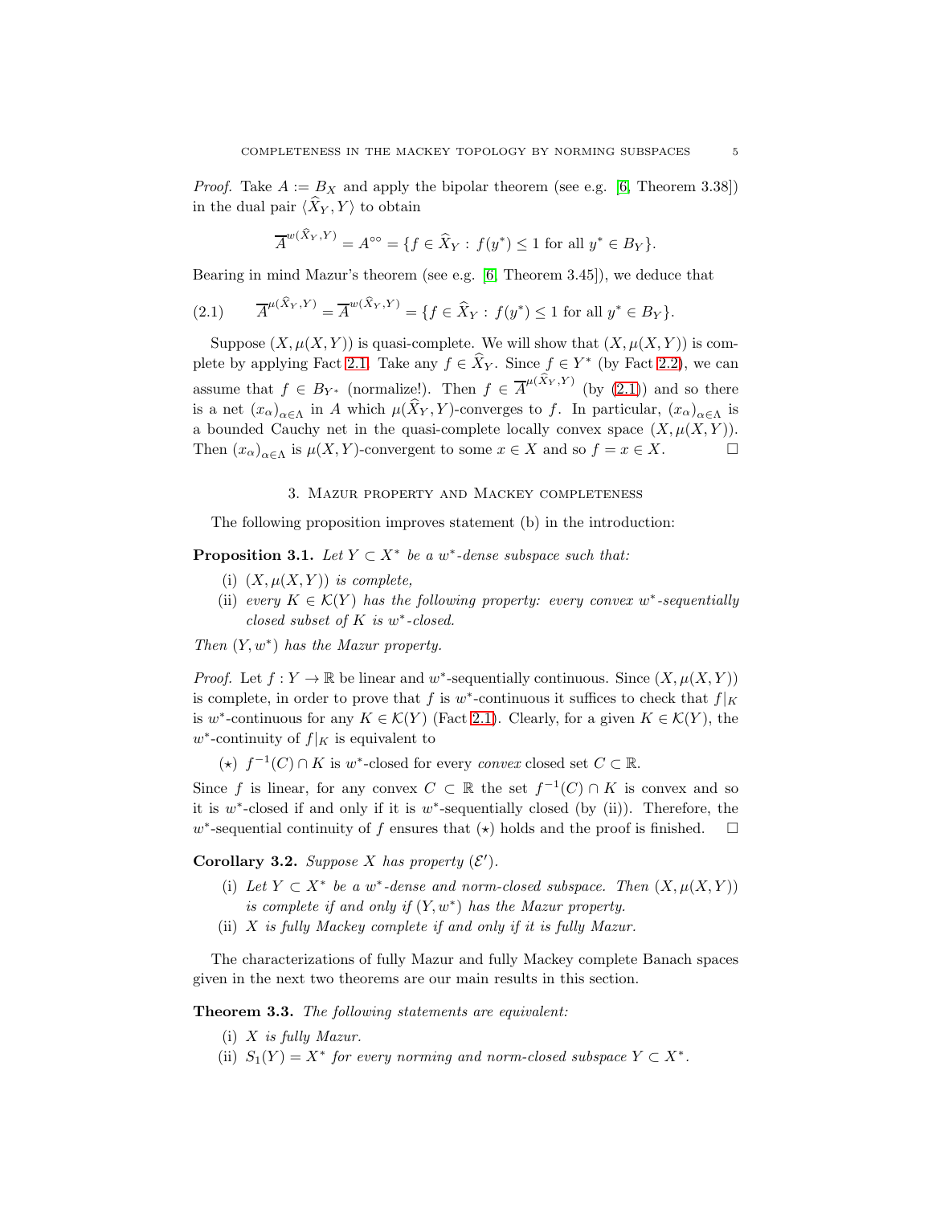*Proof.* Take $A := B_X$ and apply the bipolar theorem (see e.g. [6, Theorem 3.38]) in the dual pair $\langle \widehat{X}_Y, Y\rangle$ to obtain

$$\overline{A}^{w(\widehat{X}_Y,Y)} = A^{\circ\circ} = \{f \in \widehat{X}_Y : \, f(y^*) \leq 1 \text{ for all } y^* \in B_Y\}.$$

Bearing in mind Mazur's theorem (see e.g. [6, Theorem 3.45]), we deduce that

$$\overline{A}^{\mu(\widehat{X}_Y,Y)} = \overline{A}^{w(\widehat{X}_Y,Y)} = \{f \in \widehat{X}_Y : \, f(y^*) \leq 1 \text{ for all } y^* \in B_Y\}. \tag{2.1}$$

Suppose $(X, \mu(X,Y))$ is quasi-complete. We will show that $(X, \mu(X,Y))$ is complete by applying Fact 2.1. Take any $f \in \widehat{X}_Y$. Since $f \in Y^*$ (by Fact 2.2), we can assume that $f \in B_{Y^*}$ (normalize!). Then $f \in \overline{A}^{\mu(\widehat{X}_Y,Y)}$ (by (2.1)) and so there is a net $(x_\alpha)_{\alpha\in\Lambda}$ in $A$ which $\mu(\widehat{X}_Y, Y)$-converges to $f$. In particular, $(x_\alpha)_{\alpha\in\Lambda}$ is a bounded Cauchy net in the quasi-complete locally convex space $(X, \mu(X,Y))$. Then $(x_\alpha)_{\alpha\in\Lambda}$ is $\mu(X,Y)$-convergent to some $x \in X$ and so $f = x \in X$. □

## 3. Mazur property and Mackey completeness

The following proposition improves statement (b) in the introduction:

**Proposition 3.1.** *Let $Y \subset X^*$ be a $w^*$-dense subspace such that:*

1. *(i) $(X, \mu(X,Y))$ is complete,*
2. *(ii) every $K \in \mathcal{K}(Y)$ has the following property: every convex $w^*$-sequentially closed subset of $K$ is $w^*$-closed.*

*Then $(Y, w^*)$ has the Mazur property.*

*Proof.* Let $f : Y \to \mathbb{R}$ be linear and $w^*$-sequentially continuous. Since $(X, \mu(X,Y))$ is complete, in order to prove that $f$ is $w^*$-continuous it suffices to check that $f|_K$ is $w^*$-continuous for any $K \in \mathcal{K}(Y)$ (Fact 2.1). Clearly, for a given $K \in \mathcal{K}(Y)$, the $w^*$-continuity of $f|_K$ is equivalent to

($\star$) $f^{-1}(C) \cap K$ is $w^*$-closed for every *convex* closed set $C \subset \mathbb{R}$.

Since $f$ is linear, for any convex $C \subset \mathbb{R}$ the set $f^{-1}(C) \cap K$ is convex and so it is $w^*$-closed if and only if it is $w^*$-sequentially closed (by (ii)). Therefore, the $w^*$-sequential continuity of $f$ ensures that ($\star$) holds and the proof is finished. □

**Corollary 3.2.** *Suppose $X$ has property $(\mathcal{E}')$.*

1. *(i) Let $Y \subset X^*$ be a $w^*$-dense and norm-closed subspace. Then $(X, \mu(X,Y))$ is complete if and only if $(Y, w^*)$ has the Mazur property.*
2. *(ii) $X$ is fully Mackey complete if and only if it is fully Mazur.*

The characterizations of fully Mazur and fully Mackey complete Banach spaces given in the next two theorems are our main results in this section.

**Theorem 3.3.** *The following statements are equivalent:*

1. *(i) $X$ is fully Mazur.*
2. *(ii) $S_1(Y) = X^*$ for every norming and norm-closed subspace $Y \subset X^*$.*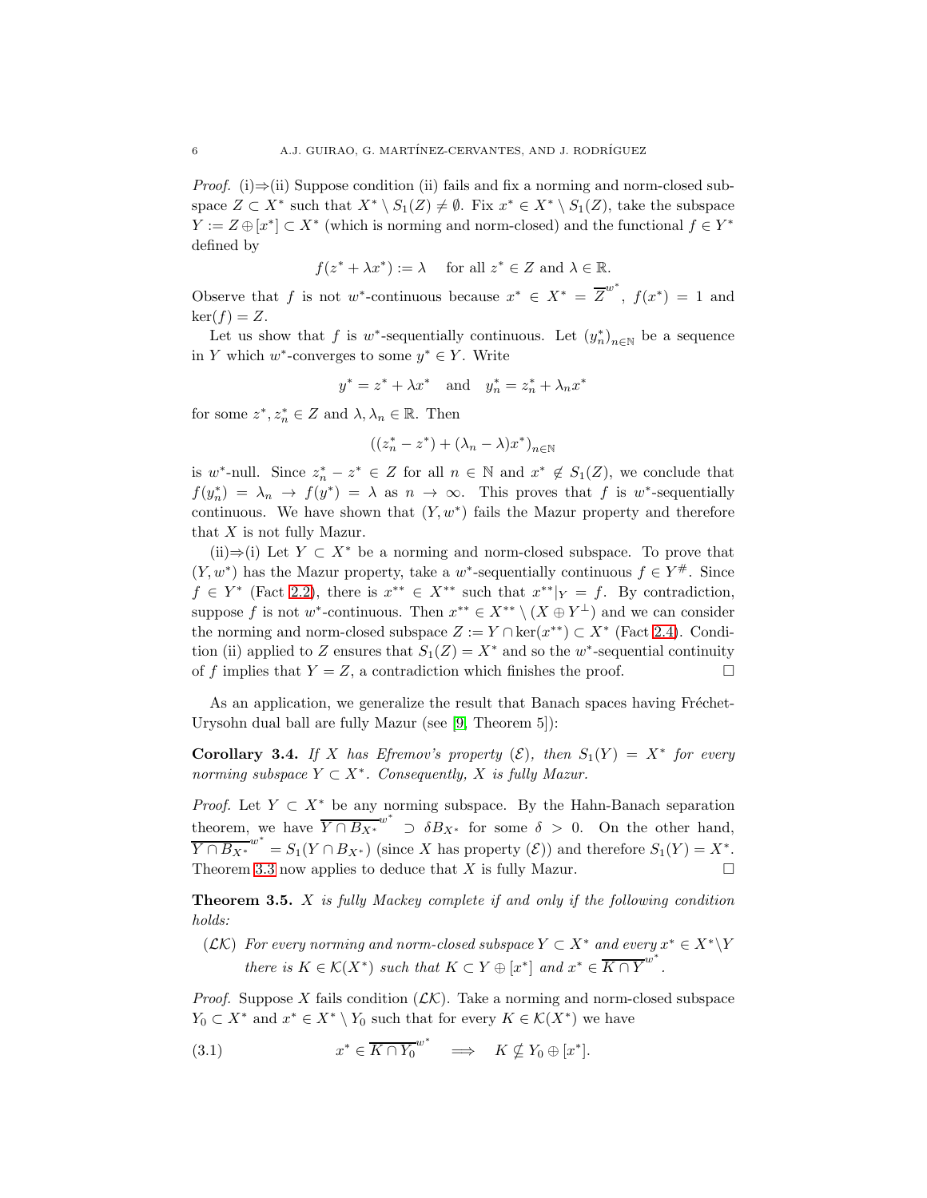*Proof.* (i)⇒(ii) Suppose condition (ii) fails and fix a norming and norm-closed subspace $Z \subset X^*$ such that $X^* \setminus S_1(Z) \neq \emptyset$. Fix $x^* \in X^* \setminus S_1(Z)$, take the subspace $Y := Z \oplus [x^*] \subset X^*$ (which is norming and norm-closed) and the functional $f \in Y^*$ defined by

$$f(z^* + \lambda x^*) := \lambda \quad \text{for all } z^* \in Z \text{ and } \lambda \in \mathbb{R}.$$

Observe that $f$ is not $w^*$-continuous because $x^* \in X^* = \overline{Z}^{w^*}$, $f(x^*) = 1$ and $\ker(f) = Z$.

Let us show that $f$ is $w^*$-sequentially continuous. Let $(y_n^*)_{n\in\mathbb{N}}$ be a sequence in $Y$ which $w^*$-converges to some $y^* \in Y$. Write

$$y^* = z^* + \lambda x^* \quad \text{and} \quad y_n^* = z_n^* + \lambda_n x^*$$

for some $z^*, z_n^* \in Z$ and $\lambda, \lambda_n \in \mathbb{R}$. Then

$$((z_n^* - z^*) + (\lambda_n - \lambda)x^*)_{n\in\mathbb{N}}$$

is $w^*$-null. Since $z_n^* - z^* \in Z$ for all $n \in \mathbb{N}$ and $x^* \notin S_1(Z)$, we conclude that $f(y_n^*) = \lambda_n \to f(y^*) = \lambda$ as $n \to \infty$. This proves that $f$ is $w^*$-sequentially continuous. We have shown that $(Y, w^*)$ fails the Mazur property and therefore that $X$ is not fully Mazur.

(ii)⇒(i) Let $Y \subset X^*$ be a norming and norm-closed subspace. To prove that $(Y, w^*)$ has the Mazur property, take a $w^*$-sequentially continuous $f \in Y^{\#}$. Since $f \in Y^*$ (Fact 2.2), there is $x^{**} \in X^{**}$ such that $x^{**}|_Y = f$. By contradiction, suppose $f$ is not $w^*$-continuous. Then $x^{**} \in X^{**} \setminus (X \oplus Y^{\perp})$ and we can consider the norming and norm-closed subspace $Z := Y \cap \ker(x^{**}) \subset X^*$ (Fact 2.4). Condition (ii) applied to $Z$ ensures that $S_1(Z) = X^*$ and so the $w^*$-sequential continuity of $f$ implies that $Y = Z$, a contradiction which finishes the proof. □

As an application, we generalize the result that Banach spaces having Fréchet-Urysohn dual ball are fully Mazur (see [9, Theorem 5]):

**Corollary 3.4.** *If $X$ has Efremov's property $(\mathcal{E})$, then $S_1(Y) = X^*$ for every norming subspace $Y \subset X^*$. Consequently, $X$ is fully Mazur.*

*Proof.* Let $Y \subset X^*$ be any norming subspace. By the Hahn-Banach separation theorem, we have $\overline{Y \cap B_{X^*}}^{w^*} \supset \delta B_{X^*}$ for some $\delta > 0$. On the other hand, $\overline{Y \cap B_{X^*}}^{w^*} = S_1(Y \cap B_{X^*})$ (since $X$ has property $(\mathcal{E})$) and therefore $S_1(Y) = X^*$. Theorem 3.3 now applies to deduce that $X$ is fully Mazur. □

**Theorem 3.5.** *$X$ is fully Mackey complete if and only if the following condition holds:*

- $(\mathcal{LK})$ *For every norming and norm-closed subspace $Y \subset X^*$ and every $x^* \in X^* \setminus Y$ there is $K \in \mathcal{K}(X^*)$ such that $K \subset Y \oplus [x^*]$ and $x^* \in \overline{K \cap Y}^{w^*}$.*

*Proof.* Suppose $X$ fails condition $(\mathcal{LK})$. Take a norming and norm-closed subspace $Y_0 \subset X^*$ and $x^* \in X^* \setminus Y_0$ such that for every $K \in \mathcal{K}(X^*)$ we have

$$x^* \in \overline{K \cap Y_0}^{w^*} \implies K \not\subset Y_0 \oplus [x^*]. \tag{3.1}$$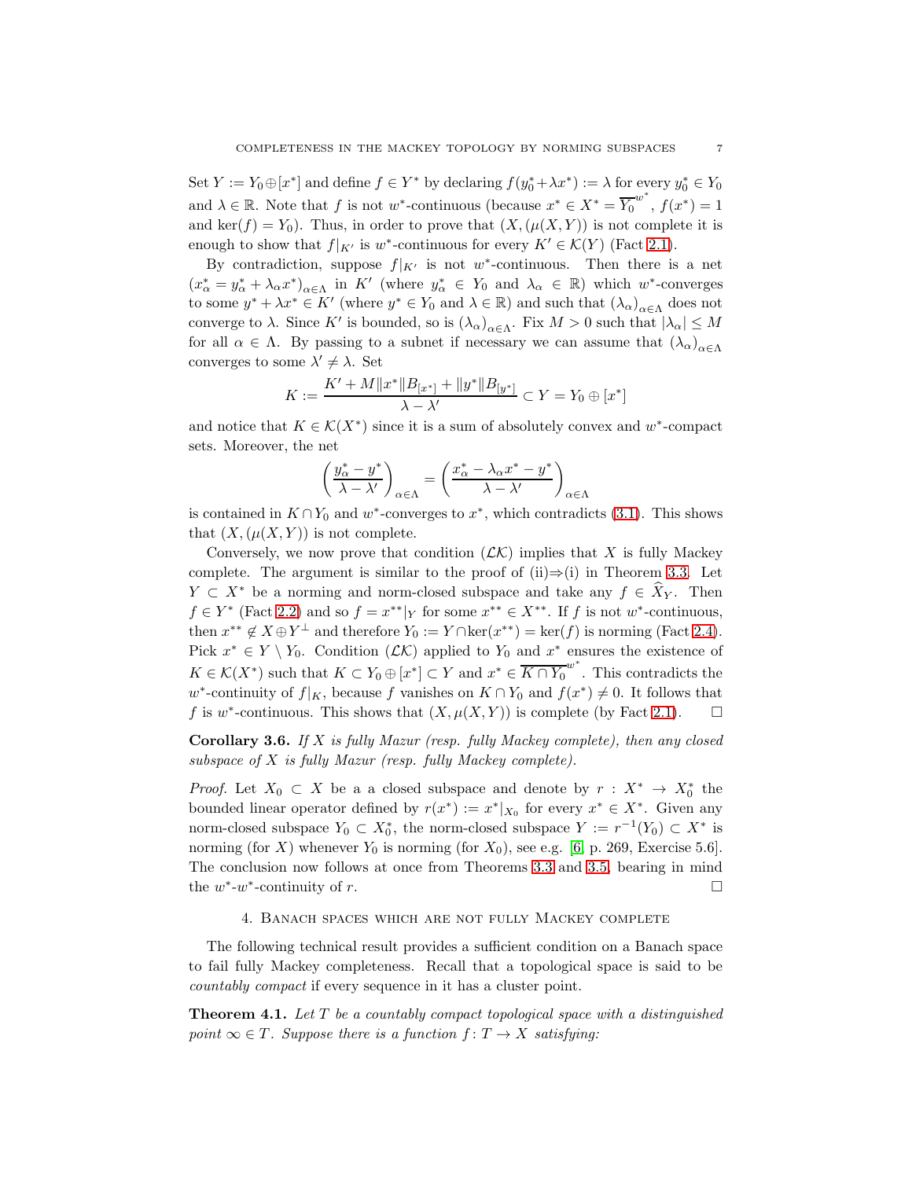Set $Y := Y_0 \oplus [x^*]$ and define $f \in Y^*$ by declaring $f(y_0^* + \lambda x^*) := \lambda$ for every $y_0^* \in Y_0$ and $\lambda \in \mathbb{R}$. Note that $f$ is not $w^*$-continuous (because $x^* \in X^* = \overline{Y_0}^{w^*}$, $f(x^*) = 1$ and $\ker(f) = Y_0$). Thus, in order to prove that $(X, (\mu(X, Y))$ is not complete it is enough to show that $f|_{K'}$ is $w^*$-continuous for every $K' \in \mathcal{K}(Y)$ (Fact 2.1).

By contradiction, suppose $f|_{K'}$ is not $w^*$-continuous. Then there is a net $(x_\alpha^* = y_\alpha^* + \lambda_\alpha x^*)_{\alpha \in \Lambda}$ in $K'$ (where $y_\alpha^* \in Y_0$ and $\lambda_\alpha \in \mathbb{R}$) which $w^*$-converges to some $y^* + \lambda x^* \in K'$ (where $y^* \in Y_0$ and $\lambda \in \mathbb{R}$) and such that $(\lambda_\alpha)_{\alpha \in \Lambda}$ does not converge to $\lambda$. Since $K'$ is bounded, so is $(\lambda_\alpha)_{\alpha \in \Lambda}$. Fix $M > 0$ such that $|\lambda_\alpha| \leq M$ for all $\alpha \in \Lambda$. By passing to a subnet if necessary we can assume that $(\lambda_\alpha)_{\alpha \in \Lambda}$ converges to some $\lambda' \neq \lambda$. Set

$$K := \frac{K' + M\|x^*\| B_{[x^*]} + \|y^*\| B_{[y^*]}}{\lambda - \lambda'} \subset Y = Y_0 \oplus [x^*]$$

and notice that $K \in \mathcal{K}(X^*)$ since it is a sum of absolutely convex and $w^*$-compact sets. Moreover, the net

$$\left( \frac{y_\alpha^* - y^*}{\lambda - \lambda'} \right)_{\alpha \in \Lambda} = \left( \frac{x_\alpha^* - \lambda_\alpha x^* - y^*}{\lambda - \lambda'} \right)_{\alpha \in \Lambda}$$

is contained in $K \cap Y_0$ and $w^*$-converges to $x^*$, which contradicts (3.1). This shows that $(X, (\mu(X, Y))$ is not complete.

Conversely, we now prove that condition $(\mathcal{LK})$ implies that $X$ is fully Mackey complete. The argument is similar to the proof of (ii)$\Rightarrow$(i) in Theorem 3.3. Let $Y \subset X^*$ be a norming and norm-closed subspace and take any $f \in \widehat{X}_Y$. Then $f \in Y^*$ (Fact 2.2) and so $f = x^{**}|_Y$ for some $x^{**} \in X^{**}$. If $f$ is not $w^*$-continuous, then $x^{**} \notin X \oplus Y^\perp$ and therefore $Y_0 := Y \cap \ker(x^{**}) = \ker(f)$ is norming (Fact 2.4). Pick $x^* \in Y \setminus Y_0$. Condition $(\mathcal{LK})$ applied to $Y_0$ and $x^*$ ensures the existence of $K \in \mathcal{K}(X^*)$ such that $K \subset Y_0 \oplus [x^*] \subset Y$ and $x^* \in \overline{K \cap Y_0}^{w^*}$. This contradicts the $w^*$-continuity of $f|_K$, because $f$ vanishes on $K \cap Y_0$ and $f(x^*) \neq 0$. It follows that $f$ is $w^*$-continuous. This shows that $(X, \mu(X, Y))$ is complete (by Fact 2.1). $\square$

**Corollary 3.6.** *If $X$ is fully Mazur (resp. fully Mackey complete), then any closed subspace of $X$ is fully Mazur (resp. fully Mackey complete).*

*Proof.* Let $X_0 \subset X$ be a a closed subspace and denote by $r : X^* \to X_0^*$ the bounded linear operator defined by $r(x^*) := x^*|_{X_0}$ for every $x^* \in X^*$. Given any norm-closed subspace $Y_0 \subset X_0^*$, the norm-closed subspace $Y := r^{-1}(Y_0) \subset X^*$ is norming (for $X$) whenever $Y_0$ is norming (for $X_0$), see e.g. [6, p. 269, Exercise 5.6]. The conclusion now follows at once from Theorems 3.3 and 3.5, bearing in mind the $w^*$-$w^*$-continuity of $r$. $\square$

## 4. Banach spaces which are not fully Mackey complete

The following technical result provides a sufficient condition on a Banach space to fail fully Mackey completeness. Recall that a topological space is said to be *countably compact* if every sequence in it has a cluster point.

**Theorem 4.1.** *Let $T$ be a countably compact topological space with a distinguished point $\infty \in T$. Suppose there is a function $f : T \to X$ satisfying:*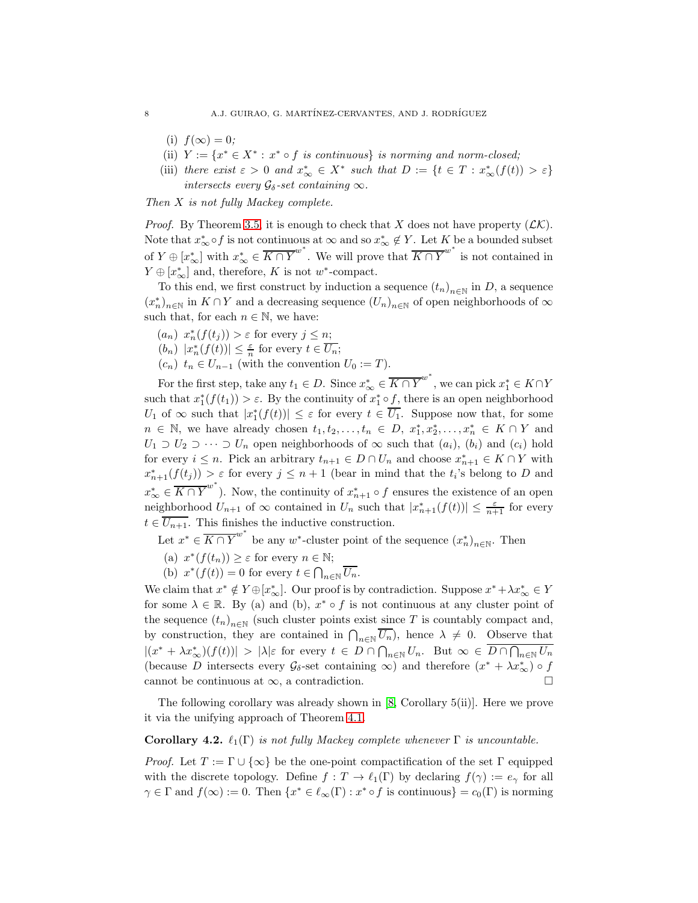(i) $f(\infty) = 0$;

(ii) $Y := \{x^* \in X^* : x^* \circ f \text{ is continuous}\}$ *is norming and norm-closed;*

(iii) *there exist* $\varepsilon > 0$ *and* $x^*_\infty \in X^*$ *such that* $D := \{t \in T : x^*_\infty(f(t)) > \varepsilon\}$ *intersects every* $\mathcal{G}_\delta$*-set containing* $\infty$.

*Then* $X$ *is not fully Mackey complete.*

*Proof.* By Theorem 3.5, it is enough to check that $X$ does not have property $(\mathcal{LK})$. Note that $x^*_\infty \circ f$ is not continuous at $\infty$ and so $x^*_\infty \notin Y$. Let $K$ be a bounded subset of $Y \oplus [x^*_\infty]$ with $x^*_\infty \in \overline{K \cap Y}^{w^*}$. We will prove that $\overline{K \cap Y}^{w^*}$ is not contained in $Y \oplus [x^*_\infty]$ and, therefore, $K$ is not $w^*$-compact.

To this end, we first construct by induction a sequence $(t_n)_{n\in\mathbb{N}}$ in $D$, a sequence $(x^*_n)_{n\in\mathbb{N}}$ in $K \cap Y$ and a decreasing sequence $(U_n)_{n\in\mathbb{N}}$ of open neighborhoods of $\infty$ such that, for each $n \in \mathbb{N}$, we have:

$(a_n)$ $x^*_n(f(t_j)) > \varepsilon$ for every $j \leq n$;

$(b_n)$ $|x^*_n(f(t))| \leq \frac{\varepsilon}{n}$ for every $t \in \overline{U_n}$;

$(c_n)$ $t_n \in U_{n-1}$ (with the convention $U_0 := T$).

For the first step, take any $t_1 \in D$. Since $x^*_\infty \in \overline{K \cap Y}^{w^*}$, we can pick $x^*_1 \in K \cap Y$ such that $x^*_1(f(t_1)) > \varepsilon$. By the continuity of $x^*_1 \circ f$, there is an open neighborhood $U_1$ of $\infty$ such that $|x^*_1(f(t))| \leq \varepsilon$ for every $t \in \overline{U_1}$. Suppose now that, for some $n \in \mathbb{N}$, we have already chosen $t_1, t_2, \dots, t_n \in D$, $x^*_1, x^*_2, \dots, x^*_n \in K \cap Y$ and $U_1 \supset U_2 \supset \dots \supset U_n$ open neighborhoods of $\infty$ such that $(a_i)$, $(b_i)$ and $(c_i)$ hold for every $i \leq n$. Pick an arbitrary $t_{n+1} \in D \cap U_n$ and choose $x^*_{n+1} \in K \cap Y$ with $x^*_{n+1}(f(t_j)) > \varepsilon$ for every $j \leq n+1$ (bear in mind that the $t_i$'s belong to $D$ and $x^*_\infty \in \overline{K \cap Y}^{w^*}$). Now, the continuity of $x^*_{n+1} \circ f$ ensures the existence of an open neighborhood $U_{n+1}$ of $\infty$ contained in $U_n$ such that $|x^*_{n+1}(f(t))| \leq \frac{\varepsilon}{n+1}$ for every $t \in \overline{U_{n+1}}$. This finishes the inductive construction.

Let $x^* \in \overline{K \cap Y}^{w^*}$ be any $w^*$-cluster point of the sequence $(x^*_n)_{n\in\mathbb{N}}$. Then

(a) $x^*(f(t_n)) \geq \varepsilon$ for every $n \in \mathbb{N}$;

(b) $x^*(f(t)) = 0$ for every $t \in \bigcap_{n\in\mathbb{N}} \overline{U_n}$.

We claim that $x^* \notin Y \oplus [x^*_\infty]$. Our proof is by contradiction. Suppose $x^* + \lambda x^*_\infty \in Y$ for some $\lambda \in \mathbb{R}$. By (a) and (b), $x^* \circ f$ is not continuous at any cluster point of the sequence $(t_n)_{n\in\mathbb{N}}$ (such cluster points exist since $T$ is countably compact and, by construction, they are contained in $\bigcap_{n\in\mathbb{N}} \overline{U_n}$), hence $\lambda \neq 0$. Observe that $|(x^* + \lambda x^*_\infty)(f(t))| > |\lambda|\varepsilon$ for every $t \in D \cap \bigcap_{n\in\mathbb{N}} U_n$. But $\infty \in \overline{D \cap \bigcap_{n\in\mathbb{N}} U_n}$ (because $D$ intersects every $\mathcal{G}_\delta$-set containing $\infty$) and therefore $(x^* + \lambda x^*_\infty) \circ f$ cannot be continuous at $\infty$, a contradiction. $\square$

The following corollary was already shown in [8, Corollary 5(ii)]. Here we prove it via the unifying approach of Theorem 4.1.

**Corollary 4.2.** *$\ell_1(\Gamma)$ is not fully Mackey complete whenever $\Gamma$ is uncountable.*

*Proof.* Let $T := \Gamma \cup \{\infty\}$ be the one-point compactification of the set $\Gamma$ equipped with the discrete topology. Define $f : T \to \ell_1(\Gamma)$ by declaring $f(\gamma) := e_\gamma$ for all $\gamma \in \Gamma$ and $f(\infty) := 0$. Then $\{x^* \in \ell_\infty(\Gamma) : x^* \circ f \text{ is continuous}\} = c_0(\Gamma)$ is norming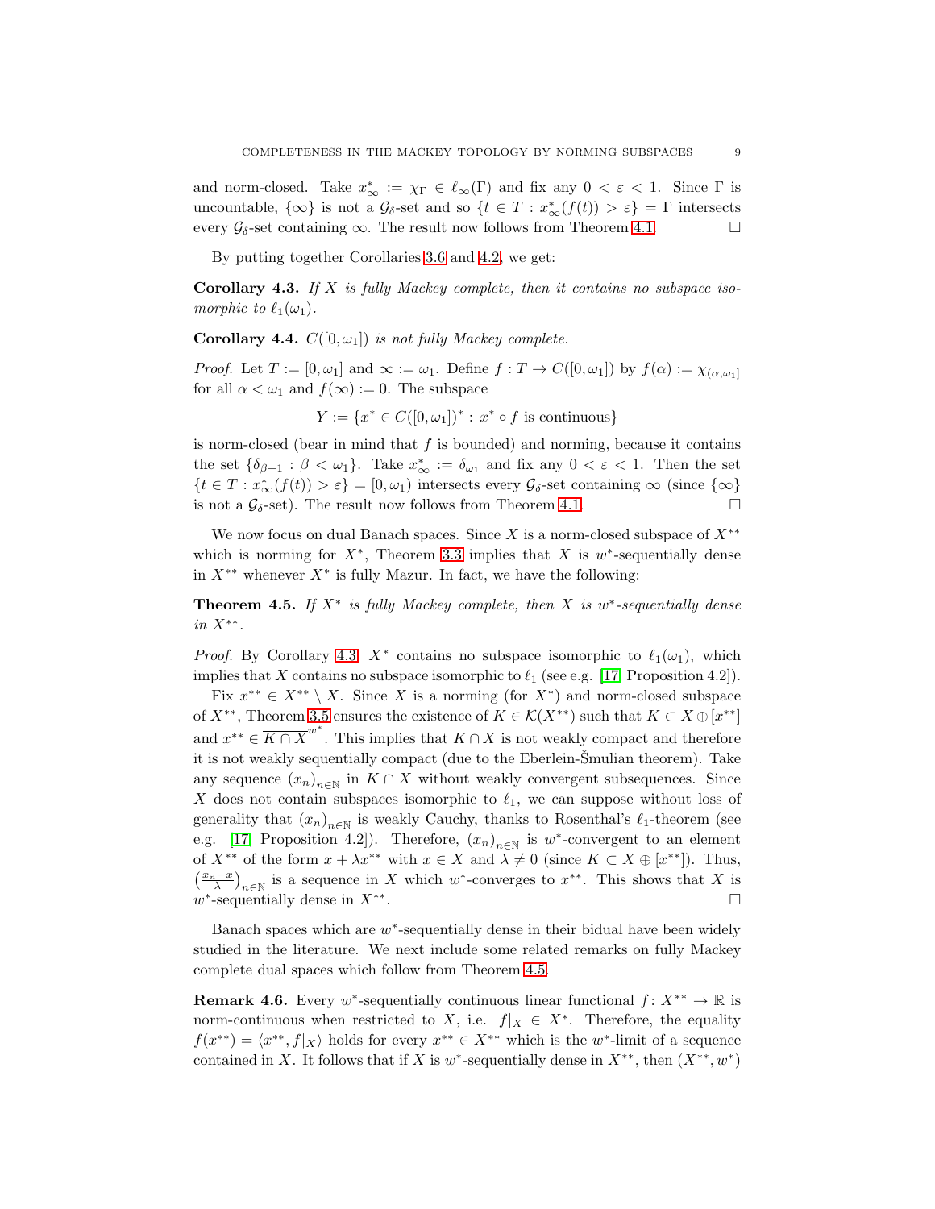and norm-closed. Take $x^*_\infty := \chi_\Gamma \in \ell_\infty(\Gamma)$ and fix any $0 < \varepsilon < 1$. Since $\Gamma$ is uncountable, $\{\infty\}$ is not a $\mathcal{G}_\delta$-set and so $\{t \in T : x^*_\infty(f(t)) > \varepsilon\} = \Gamma$ intersects every $\mathcal{G}_\delta$-set containing $\infty$. The result now follows from Theorem 4.1. □

By putting together Corollaries 3.6 and 4.2, we get:

**Corollary 4.3.** *If $X$ is fully Mackey complete, then it contains no subspace isomorphic to $\ell_1(\omega_1)$.*

**Corollary 4.4.** *$C([0,\omega_1])$ is not fully Mackey complete.*

*Proof.* Let $T := [0,\omega_1]$ and $\infty := \omega_1$. Define $f : T \to C([0,\omega_1])$ by $f(\alpha) := \chi_{(\alpha,\omega_1]}$ for all $\alpha < \omega_1$ and $f(\infty) := 0$. The subspace

$$Y := \{x^* \in C([0,\omega_1])^* : x^* \circ f \text{ is continuous}\}$$

is norm-closed (bear in mind that $f$ is bounded) and norming, because it contains the set $\{\delta_{\beta+1} : \beta < \omega_1\}$. Take $x^*_\infty := \delta_{\omega_1}$ and fix any $0 < \varepsilon < 1$. Then the set $\{t \in T : x^*_\infty(f(t)) > \varepsilon\} = [0,\omega_1)$ intersects every $\mathcal{G}_\delta$-set containing $\infty$ (since $\{\infty\}$ is not a $\mathcal{G}_\delta$-set). The result now follows from Theorem 4.1. □

We now focus on dual Banach spaces. Since $X$ is a norm-closed subspace of $X^{**}$ which is norming for $X^*$, Theorem 3.3 implies that $X$ is $w^*$-sequentially dense in $X^{**}$ whenever $X^*$ is fully Mazur. In fact, we have the following:

**Theorem 4.5.** *If $X^*$ is fully Mackey complete, then $X$ is $w^*$-sequentially dense in $X^{**}$.*

*Proof.* By Corollary 4.3, $X^*$ contains no subspace isomorphic to $\ell_1(\omega_1)$, which implies that $X$ contains no subspace isomorphic to $\ell_1$ (see e.g. [17, Proposition 4.2]).

Fix $x^{**} \in X^{**} \setminus X$. Since $X$ is a norming (for $X^*$) and norm-closed subspace of $X^{**}$, Theorem 3.5 ensures the existence of $K \in \mathcal{K}(X^{**})$ such that $K \subset X \oplus [x^{**}]$ and $x^{**} \in \overline{K \cap X}^{w^*}$. This implies that $K \cap X$ is not weakly compact and therefore it is not weakly sequentially compact (due to the Eberlein-Šmulian theorem). Take any sequence $(x_n)_{n\in\mathbb{N}}$ in $K \cap X$ without weakly convergent subsequences. Since $X$ does not contain subspaces isomorphic to $\ell_1$, we can suppose without loss of generality that $(x_n)_{n\in\mathbb{N}}$ is weakly Cauchy, thanks to Rosenthal's $\ell_1$-theorem (see e.g. [17, Proposition 4.2]). Therefore, $(x_n)_{n\in\mathbb{N}}$ is $w^*$-convergent to an element of $X^{**}$ of the form $x + \lambda x^{**}$ with $x \in X$ and $\lambda \neq 0$ (since $K \subset X \oplus [x^{**}]$). Thus, $\left(\frac{x_n - x}{\lambda}\right)_{n\in\mathbb{N}}$ is a sequence in $X$ which $w^*$-converges to $x^{**}$. This shows that $X$ is $w^*$-sequentially dense in $X^{**}$. □

Banach spaces which are $w^*$-sequentially dense in their bidual have been widely studied in the literature. We next include some related remarks on fully Mackey complete dual spaces which follow from Theorem 4.5.

**Remark 4.6.** Every $w^*$-sequentially continuous linear functional $f : X^{**} \to \mathbb{R}$ is norm-continuous when restricted to $X$, i.e. $f|_X \in X^*$. Therefore, the equality $f(x^{**}) = \langle x^{**}, f|_X\rangle$ holds for every $x^{**} \in X^{**}$ which is the $w^*$-limit of a sequence contained in $X$. It follows that if $X$ is $w^*$-sequentially dense in $X^{**}$, then $(X^{**}, w^*)$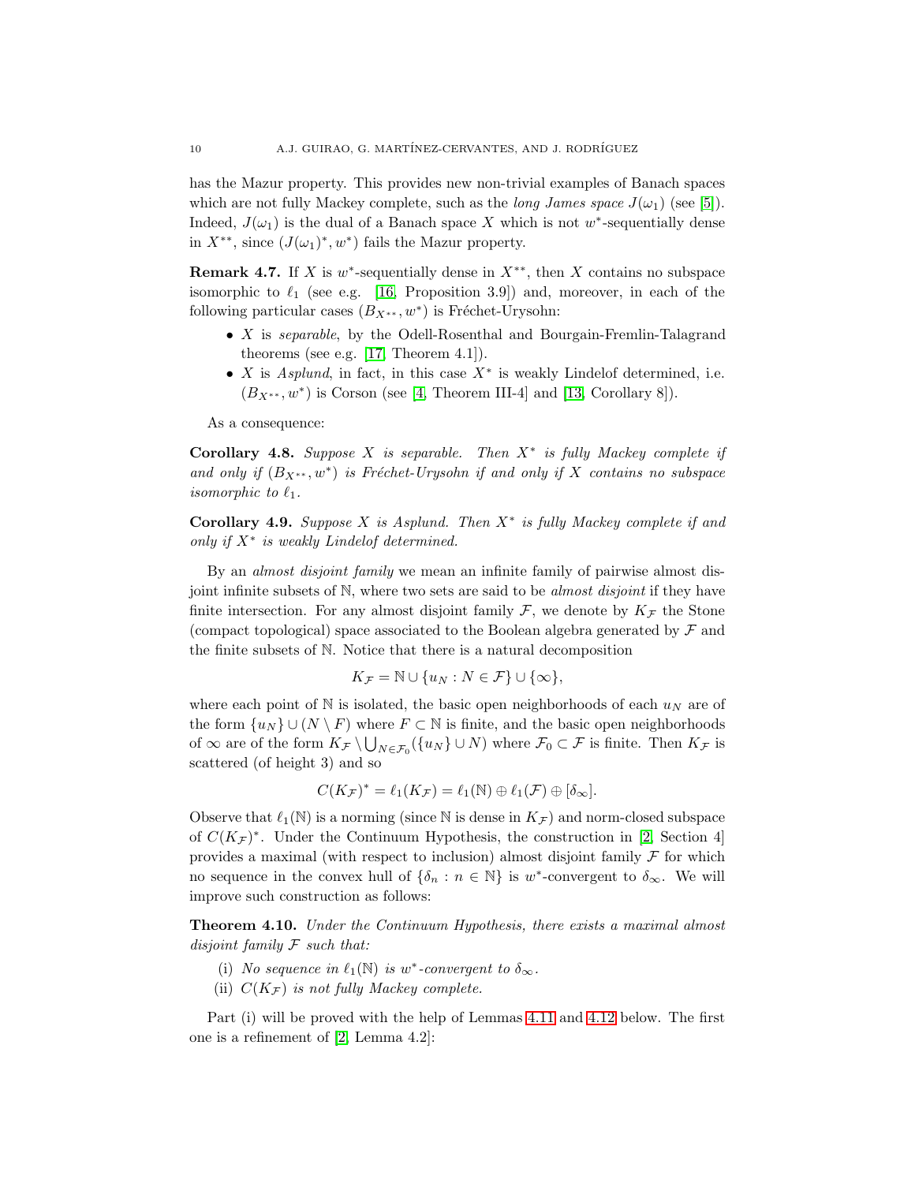has the Mazur property. This provides new non-trivial examples of Banach spaces which are not fully Mackey complete, such as the *long James space* $J(\omega_1)$ (see [5]). Indeed, $J(\omega_1)$ is the dual of a Banach space $X$ which is not $w^*$-sequentially dense in $X^{**}$, since $(J(\omega_1)^*, w^*)$ fails the Mazur property.

**Remark 4.7.** If $X$ is $w^*$-sequentially dense in $X^{**}$, then $X$ contains no subspace isomorphic to $\ell_1$ (see e.g. [16, Proposition 3.9]) and, moreover, in each of the following particular cases $(B_{X^{**}}, w^*)$ is Fréchet-Urysohn:

- $X$ is *separable*, by the Odell-Rosenthal and Bourgain-Fremlin-Talagrand theorems (see e.g. [17, Theorem 4.1]).
- $X$ is *Asplund*, in fact, in this case $X^*$ is weakly Lindelof determined, i.e. $(B_{X^{**}}, w^*)$ is Corson (see [4, Theorem III-4] and [13, Corollary 8]).

As a consequence:

**Corollary 4.8.** *Suppose $X$ is separable. Then $X^*$ is fully Mackey complete if and only if $(B_{X^{**}}, w^*)$ is Fréchet-Urysohn if and only if $X$ contains no subspace isomorphic to $\ell_1$.*

**Corollary 4.9.** *Suppose $X$ is Asplund. Then $X^*$ is fully Mackey complete if and only if $X^*$ is weakly Lindelof determined.*

By an *almost disjoint family* we mean an infinite family of pairwise almost disjoint infinite subsets of $\mathbb{N}$, where two sets are said to be *almost disjoint* if they have finite intersection. For any almost disjoint family $\mathcal{F}$, we denote by $K_{\mathcal{F}}$ the Stone (compact topological) space associated to the Boolean algebra generated by $\mathcal{F}$ and the finite subsets of $\mathbb{N}$. Notice that there is a natural decomposition

$$K_{\mathcal{F}} = \mathbb{N} \cup \{u_N : N \in \mathcal{F}\} \cup \{\infty\},$$

where each point of $\mathbb{N}$ is isolated, the basic open neighborhoods of each $u_N$ are of the form $\{u_N\} \cup (N \setminus F)$ where $F \subset \mathbb{N}$ is finite, and the basic open neighborhoods of $\infty$ are of the form $K_{\mathcal{F}} \setminus \bigcup_{N \in \mathcal{F}_0}(\{u_N\} \cup N)$ where $\mathcal{F}_0 \subset \mathcal{F}$ is finite. Then $K_{\mathcal{F}}$ is scattered (of height 3) and so

$$C(K_{\mathcal{F}})^* = \ell_1(K_{\mathcal{F}}) = \ell_1(\mathbb{N}) \oplus \ell_1(\mathcal{F}) \oplus [\delta_\infty].$$

Observe that $\ell_1(\mathbb{N})$ is a norming (since $\mathbb{N}$ is dense in $K_{\mathcal{F}}$) and norm-closed subspace of $C(K_{\mathcal{F}})^*$. Under the Continuum Hypothesis, the construction in [2, Section 4] provides a maximal (with respect to inclusion) almost disjoint family $\mathcal{F}$ for which no sequence in the convex hull of $\{\delta_n : n \in \mathbb{N}\}$ is $w^*$-convergent to $\delta_\infty$. We will improve such construction as follows:

**Theorem 4.10.** *Under the Continuum Hypothesis, there exists a maximal almost disjoint family $\mathcal{F}$ such that:*

(i) *No sequence in $\ell_1(\mathbb{N})$ is $w^*$-convergent to $\delta_\infty$.*
(ii) *$C(K_{\mathcal{F}})$ is not fully Mackey complete.*

Part (i) will be proved with the help of Lemmas 4.11 and 4.12 below. The first one is a refinement of [2, Lemma 4.2]: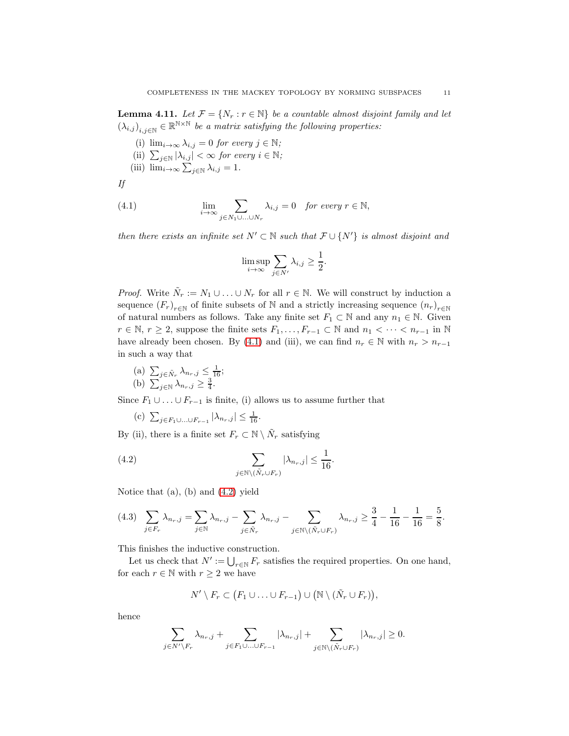**Lemma 4.11.** *Let $\mathcal{F} = \{N_r : r \in \mathbb{N}\}$ be a countable almost disjoint family and let $(\lambda_{i,j})_{i,j\in\mathbb{N}} \in \mathbb{R}^{\mathbb{N}\times\mathbb{N}}$ be a matrix satisfying the following properties:*

(i) $\lim_{i\to\infty} \lambda_{i,j} = 0$ *for every* $j \in \mathbb{N}$*;*
(ii) $\sum_{j\in\mathbb{N}} |\lambda_{i,j}| < \infty$ *for every* $i \in \mathbb{N}$*;*
(iii) $\lim_{i\to\infty} \sum_{j\in\mathbb{N}} \lambda_{i,j} = 1$.

*If*

$$\lim_{i\to\infty} \sum_{j\in N_1\cup\ldots\cup N_r} \lambda_{i,j} = 0 \quad \textit{for every } r \in \mathbb{N}, \tag{4.1}$$

*then there exists an infinite set $N' \subset \mathbb{N}$ such that $\mathcal{F} \cup \{N'\}$ is almost disjoint and*

$$\limsup_{i\to\infty} \sum_{j\in N'} \lambda_{i,j} \geq \frac{1}{2}.$$

*Proof.* Write $\tilde{N}_r := N_1 \cup \ldots \cup N_r$ for all $r \in \mathbb{N}$. We will construct by induction a sequence $(F_r)_{r\in\mathbb{N}}$ of finite subsets of $\mathbb{N}$ and a strictly increasing sequence $(n_r)_{r\in\mathbb{N}}$ of natural numbers as follows. Take any finite set $F_1 \subset \mathbb{N}$ and any $n_1 \in \mathbb{N}$. Given $r \in \mathbb{N}$, $r \geq 2$, suppose the finite sets $F_1, \ldots, F_{r-1} \subset \mathbb{N}$ and $n_1 < \cdots < n_{r-1}$ in $\mathbb{N}$ have already been chosen. By (4.1) and (iii), we can find $n_r \in \mathbb{N}$ with $n_r > n_{r-1}$ in such a way that

(a) $\sum_{j\in\tilde{N}_r} \lambda_{n_r,j} \leq \frac{1}{16}$;
(b) $\sum_{j\in\mathbb{N}} \lambda_{n_r,j} \geq \frac{3}{4}$.

Since $F_1 \cup \ldots \cup F_{r-1}$ is finite, (i) allows us to assume further that

(c) $\sum_{j\in F_1\cup\ldots\cup F_{r-1}} |\lambda_{n_r,j}| \leq \frac{1}{16}$.

By (ii), there is a finite set $F_r \subset \mathbb{N} \setminus \tilde{N}_r$ satisfying

$$\sum_{j\in\mathbb{N}\setminus(\tilde{N}_r\cup F_r)} |\lambda_{n_r,j}| \leq \frac{1}{16}. \tag{4.2}$$

Notice that (a), (b) and (4.2) yield

$$\sum_{j\in F_r} \lambda_{n_r,j} = \sum_{j\in\mathbb{N}} \lambda_{n_r,j} - \sum_{j\in\tilde{N}_r} \lambda_{n_r,j} - \sum_{j\in\mathbb{N}\setminus(\tilde{N}_r\cup F_r)} \lambda_{n_r,j} \geq \frac{3}{4} - \frac{1}{16} - \frac{1}{16} = \frac{5}{8}. \tag{4.3}$$

This finishes the inductive construction.

Let us check that $N' := \bigcup_{r\in\mathbb{N}} F_r$ satisfies the required properties. On one hand, for each $r \in \mathbb{N}$ with $r \geq 2$ we have

$$N' \setminus F_r \subset \big(F_1 \cup \ldots \cup F_{r-1}\big) \cup \big(\mathbb{N} \setminus (\tilde{N}_r \cup F_r)\big),$$

hence

$$\sum_{j\in N'\setminus F_r} \lambda_{n_r,j} + \sum_{j\in F_1\cup\ldots\cup F_{r-1}} |\lambda_{n_r,j}| + \sum_{j\in\mathbb{N}\setminus(\tilde{N}_r\cup F_r)} |\lambda_{n_r,j}| \geq 0.$$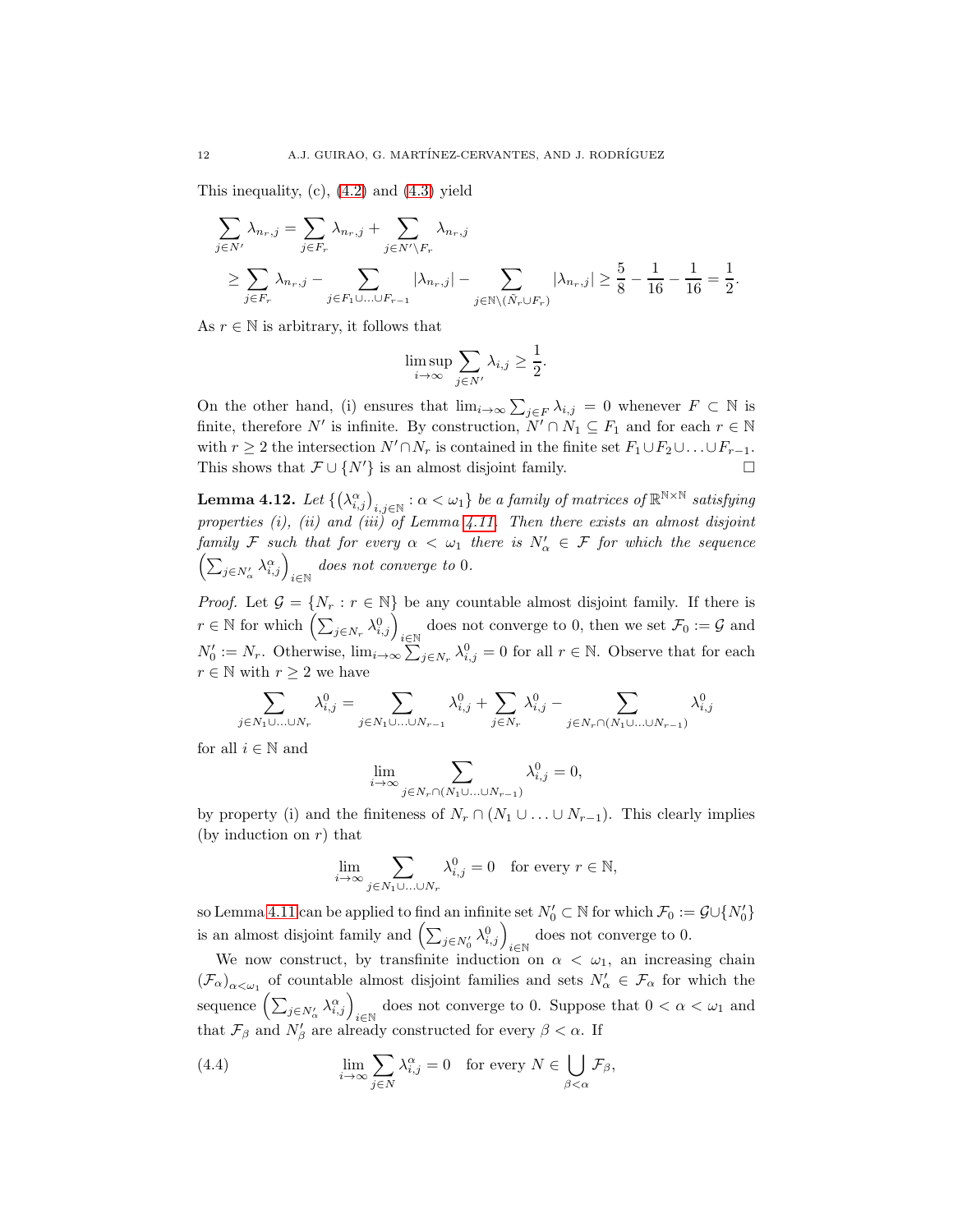This inequality, (c), (4.2) and (4.3) yield

$$\sum_{j\in N'} \lambda_{n_r,j} = \sum_{j\in F_r} \lambda_{n_r,j} + \sum_{j\in N'\setminus F_r} \lambda_{n_r,j}$$
$$\geq \sum_{j\in F_r} \lambda_{n_r,j} - \sum_{j\in F_1\cup\ldots\cup F_{r-1}} |\lambda_{n_r,j}| - \sum_{j\in \mathbb{N}\setminus(\tilde{N}_r\cup F_r)} |\lambda_{n_r,j}| \geq \frac{5}{8} - \frac{1}{16} - \frac{1}{16} = \frac{1}{2}.$$

As $r \in \mathbb{N}$ is arbitrary, it follows that

$$\limsup_{i\to\infty} \sum_{j\in N'} \lambda_{i,j} \geq \frac{1}{2}.$$

On the other hand, (i) ensures that $\lim_{i\to\infty} \sum_{j\in F} \lambda_{i,j} = 0$ whenever $F \subset \mathbb{N}$ is finite, therefore $N'$ is infinite. By construction, $N' \cap N_1 \subseteq F_1$ and for each $r \in \mathbb{N}$ with $r \geq 2$ the intersection $N' \cap N_r$ is contained in the finite set $F_1 \cup F_2 \cup \ldots \cup F_{r-1}$. This shows that $\mathcal{F} \cup \{N'\}$ is an almost disjoint family. $\square$

**Lemma 4.12.** *Let $\{(\lambda^\alpha_{i,j})_{i,j\in\mathbb{N}} : \alpha < \omega_1\}$ be a family of matrices of $\mathbb{R}^{\mathbb{N}\times\mathbb{N}}$ satisfying properties (i), (ii) and (iii) of Lemma 4.11. Then there exists an almost disjoint family $\mathcal{F}$ such that for every $\alpha < \omega_1$ there is $N'_\alpha \in \mathcal{F}$ for which the sequence $\left(\sum_{j\in N'_\alpha} \lambda^\alpha_{i,j}\right)_{i\in\mathbb{N}}$ does not converge to 0.*

*Proof.* Let $\mathcal{G} = \{N_r : r \in \mathbb{N}\}$ be any countable almost disjoint family. If there is $r \in \mathbb{N}$ for which $\left(\sum_{j\in N_r} \lambda^0_{i,j}\right)_{i\in\mathbb{N}}$ does not converge to 0, then we set $\mathcal{F}_0 := \mathcal{G}$ and $N'_0 := N_r$. Otherwise, $\lim_{i\to\infty} \sum_{j\in N_r} \lambda^0_{i,j} = 0$ for all $r \in \mathbb{N}$. Observe that for each $r \in \mathbb{N}$ with $r \geq 2$ we have

$$\sum_{j\in N_1\cup\ldots\cup N_r} \lambda^0_{i,j} = \sum_{j\in N_1\cup\ldots\cup N_{r-1}} \lambda^0_{i,j} + \sum_{j\in N_r} \lambda^0_{i,j} - \sum_{j\in N_r\cap(N_1\cup\ldots\cup N_{r-1})} \lambda^0_{i,j}$$

for all $i \in \mathbb{N}$ and

$$\lim_{i\to\infty} \sum_{j\in N_r\cap(N_1\cup\ldots\cup N_{r-1})} \lambda^0_{i,j} = 0,$$

by property (i) and the finiteness of $N_r \cap (N_1 \cup \ldots \cup N_{r-1})$. This clearly implies (by induction on $r$) that

$$\lim_{i\to\infty} \sum_{j\in N_1\cup\ldots\cup N_r} \lambda^0_{i,j} = 0 \quad \text{for every } r \in \mathbb{N},$$

so Lemma 4.11 can be applied to find an infinite set $N'_0 \subset \mathbb{N}$ for which $\mathcal{F}_0 := \mathcal{G} \cup \{N'_0\}$ is an almost disjoint family and $\left(\sum_{j\in N'_0} \lambda^0_{i,j}\right)_{i\in\mathbb{N}}$ does not converge to 0.

We now construct, by transfinite induction on $\alpha < \omega_1$, an increasing chain $(\mathcal{F}_\alpha)_{\alpha<\omega_1}$ of countable almost disjoint families and sets $N'_\alpha \in \mathcal{F}_\alpha$ for which the sequence $\left(\sum_{j\in N'_\alpha} \lambda^\alpha_{i,j}\right)_{i\in\mathbb{N}}$ does not converge to 0. Suppose that $0 < \alpha < \omega_1$ and that $\mathcal{F}_\beta$ and $N'_\beta$ are already constructed for every $\beta < \alpha$. If

$$\lim_{i\to\infty} \sum_{j\in N} \lambda^\alpha_{i,j} = 0 \quad \text{for every } N \in \bigcup_{\beta<\alpha} \mathcal{F}_\beta, \tag{4.4}$$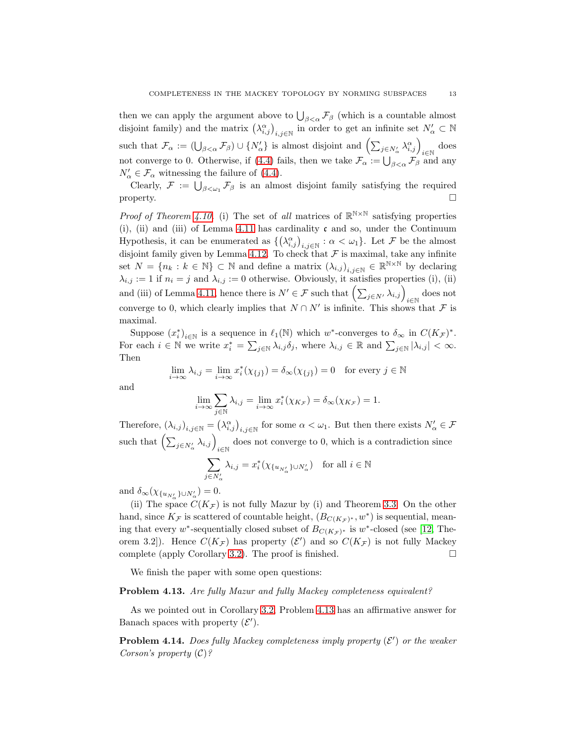then we can apply the argument above to $\bigcup_{\beta<\alpha} \mathcal{F}_\beta$ (which is a countable almost disjoint family) and the matrix $\left(\lambda_{i,j}^\alpha\right)_{i,j\in\mathbb{N}}$ in order to get an infinite set $N'_\alpha \subset \mathbb{N}$ such that $\mathcal{F}_\alpha := (\bigcup_{\beta<\alpha} \mathcal{F}_\beta) \cup \{N'_\alpha\}$ is almost disjoint and $\left(\sum_{j\in N'_\alpha} \lambda_{i,j}^\alpha\right)_{i\in\mathbb{N}}$ does not converge to 0. Otherwise, if (4.4) fails, then we take $\mathcal{F}_\alpha := \bigcup_{\beta<\alpha} \mathcal{F}_\beta$ and any $N'_\alpha \in \mathcal{F}_\alpha$ witnessing the failure of (4.4).

Clearly, $\mathcal{F} := \bigcup_{\beta<\omega_1} \mathcal{F}_\beta$ is an almost disjoint family satisfying the required property. □

*Proof of Theorem 4.10.* (i) The set of *all* matrices of $\mathbb{R}^{\mathbb{N}\times\mathbb{N}}$ satisfying properties (i), (ii) and (iii) of Lemma 4.11 has cardinality $\mathfrak{c}$ and so, under the Continuum Hypothesis, it can be enumerated as $\{\left(\lambda_{i,j}^\alpha\right)_{i,j\in\mathbb{N}} : \alpha < \omega_1\}$. Let $\mathcal{F}$ be the almost disjoint family given by Lemma 4.12. To check that $\mathcal{F}$ is maximal, take any infinite set $N = \{n_k : k \in \mathbb{N}\} \subset \mathbb{N}$ and define a matrix $(\lambda_{i,j})_{i,j\in\mathbb{N}} \in \mathbb{R}^{\mathbb{N}\times\mathbb{N}}$ by declaring $\lambda_{i,j} := 1$ if $n_i = j$ and $\lambda_{i,j} := 0$ otherwise. Obviously, it satisfies properties (i), (ii) and (iii) of Lemma 4.11, hence there is $N' \in \mathcal{F}$ such that $\left(\sum_{j\in N'} \lambda_{i,j}\right)_{i\in\mathbb{N}}$ does not converge to 0, which clearly implies that $N \cap N'$ is infinite. This shows that $\mathcal{F}$ is maximal.

Suppose $(x_i^*)_{i\in\mathbb{N}}$ is a sequence in $\ell_1(\mathbb{N})$ which $w^*$-converges to $\delta_\infty$ in $C(K_\mathcal{F})^*$. For each $i \in \mathbb{N}$ we write $x_i^* = \sum_{j\in\mathbb{N}} \lambda_{i,j}\delta_j$, where $\lambda_{i,j} \in \mathbb{R}$ and $\sum_{j\in\mathbb{N}} |\lambda_{i,j}| < \infty$. Then

$$\lim_{i\to\infty} \lambda_{i,j} = \lim_{i\to\infty} x_i^*(\chi_{\{j\}}) = \delta_\infty(\chi_{\{j\}}) = 0 \quad \text{for every } j \in \mathbb{N}$$

and

$$\lim_{i\to\infty} \sum_{j\in\mathbb{N}} \lambda_{i,j} = \lim_{i\to\infty} x_i^*(\chi_{K_\mathcal{F}}) = \delta_\infty(\chi_{K_\mathcal{F}}) = 1.$$

Therefore, $(\lambda_{i,j})_{i,j\in\mathbb{N}} = \left(\lambda_{i,j}^\alpha\right)_{i,j\in\mathbb{N}}$ for some $\alpha < \omega_1$. But then there exists $N'_\alpha \in \mathcal{F}$ such that $\left(\sum_{j\in N'_\alpha} \lambda_{i,j}\right)_{i\in\mathbb{N}}$ does not converge to 0, which is a contradiction since

$$\sum_{j\in N'_\alpha} \lambda_{i,j} = x_i^*(\chi_{\{u_{N'_\alpha}\}\cup N'_\alpha}) \quad \text{for all } i \in \mathbb{N}$$

and $\delta_\infty(\chi_{\{u_{N'_\alpha}\}\cup N'_\alpha}) = 0$.

(ii) The space $C(K_\mathcal{F})$ is not fully Mazur by (i) and Theorem 3.3. On the other hand, since $K_\mathcal{F}$ is scattered of countable height, $(B_{C(K_\mathcal{F})^*}, w^*)$ is sequential, meaning that every $w^*$-sequentially closed subset of $B_{C(K_\mathcal{F})^*}$ is $w^*$-closed (see [12, Theorem 3.2]). Hence $C(K_\mathcal{F})$ has property $(\mathcal{E}')$ and so $C(K_\mathcal{F})$ is not fully Mackey complete (apply Corollary 3.2). The proof is finished. □

We finish the paper with some open questions:

**Problem 4.13.** *Are fully Mazur and fully Mackey completeness equivalent?*

As we pointed out in Corollary 3.2, Problem 4.13 has an affirmative answer for Banach spaces with property $(\mathcal{E}')$.

**Problem 4.14.** *Does fully Mackey completeness imply property $(\mathcal{E}')$ or the weaker Corson's property $(\mathcal{C})$?*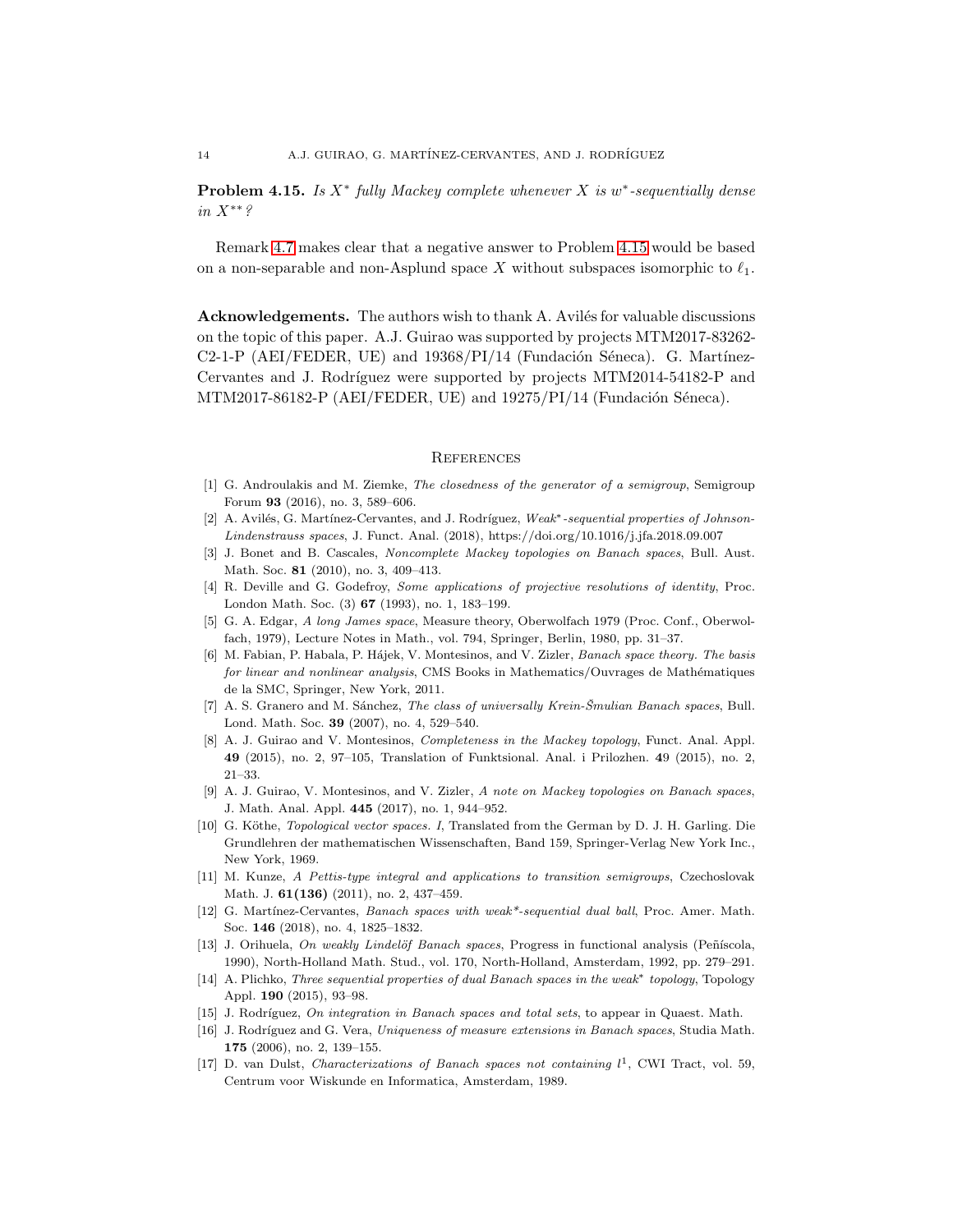**Problem 4.15.** *Is $X^*$ fully Mackey complete whenever $X$ is $w^*$-sequentially dense in $X^{**}$?*

Remark 4.7 makes clear that a negative answer to Problem 4.15 would be based on a non-separable and non-Asplund space $X$ without subspaces isomorphic to $\ell_1$.

**Acknowledgements.** The authors wish to thank A. Avilés for valuable discussions on the topic of this paper. A.J. Guirao was supported by projects MTM2017-83262-C2-1-P (AEI/FEDER, UE) and 19368/PI/14 (Fundación Séneca). G. Martínez-Cervantes and J. Rodríguez were supported by projects MTM2014-54182-P and MTM2017-86182-P (AEI/FEDER, UE) and 19275/PI/14 (Fundación Séneca).

## References

[1] G. Androulakis and M. Ziemke, *The closedness of the generator of a semigroup*, Semigroup Forum **93** (2016), no. 3, 589–606.

[2] A. Avilés, G. Martínez-Cervantes, and J. Rodríguez, *Weak*-sequential properties of Johnson-Lindenstrauss spaces*, J. Funct. Anal. (2018), https://doi.org/10.1016/j.jfa.2018.09.007

[3] J. Bonet and B. Cascales, *Noncomplete Mackey topologies on Banach spaces*, Bull. Aust. Math. Soc. **81** (2010), no. 3, 409–413.

[4] R. Deville and G. Godefroy, *Some applications of projective resolutions of identity*, Proc. London Math. Soc. (3) **67** (1993), no. 1, 183–199.

[5] G. A. Edgar, *A long James space*, Measure theory, Oberwolfach 1979 (Proc. Conf., Oberwolfach, 1979), Lecture Notes in Math., vol. 794, Springer, Berlin, 1980, pp. 31–37.

[6] M. Fabian, P. Habala, P. Hájek, V. Montesinos, and V. Zizler, *Banach space theory. The basis for linear and nonlinear analysis*, CMS Books in Mathematics/Ouvrages de Mathématiques de la SMC, Springer, New York, 2011.

[7] A. S. Granero and M. Sánchez, *The class of universally Krein-Šmulian Banach spaces*, Bull. Lond. Math. Soc. **39** (2007), no. 4, 529–540.

[8] A. J. Guirao and V. Montesinos, *Completeness in the Mackey topology*, Funct. Anal. Appl. **49** (2015), no. 2, 97–105, Translation of Funktsional. Anal. i Prilozhen. **4**9 (2015), no. 2, 21–33.

[9] A. J. Guirao, V. Montesinos, and V. Zizler, *A note on Mackey topologies on Banach spaces*, J. Math. Anal. Appl. **445** (2017), no. 1, 944–952.

[10] G. Köthe, *Topological vector spaces. I*, Translated from the German by D. J. H. Garling. Die Grundlehren der mathematischen Wissenschaften, Band 159, Springer-Verlag New York Inc., New York, 1969.

[11] M. Kunze, *A Pettis-type integral and applications to transition semigroups*, Czechoslovak Math. J. **61(136)** (2011), no. 2, 437–459.

[12] G. Martínez-Cervantes, *Banach spaces with weak*-sequential dual ball*, Proc. Amer. Math. Soc. **146** (2018), no. 4, 1825–1832.

[13] J. Orihuela, *On weakly Lindelöf Banach spaces*, Progress in functional analysis (Peñíscola, 1990), North-Holland Math. Stud., vol. 170, North-Holland, Amsterdam, 1992, pp. 279–291.

[14] A. Plichko, *Three sequential properties of dual Banach spaces in the weak* topology*, Topology Appl. **190** (2015), 93–98.

[15] J. Rodríguez, *On integration in Banach spaces and total sets*, to appear in Quaest. Math.

[16] J. Rodríguez and G. Vera, *Uniqueness of measure extensions in Banach spaces*, Studia Math. **175** (2006), no. 2, 139–155.

[17] D. van Dulst, *Characterizations of Banach spaces not containing $l^1$*, CWI Tract, vol. 59, Centrum voor Wiskunde en Informatica, Amsterdam, 1989.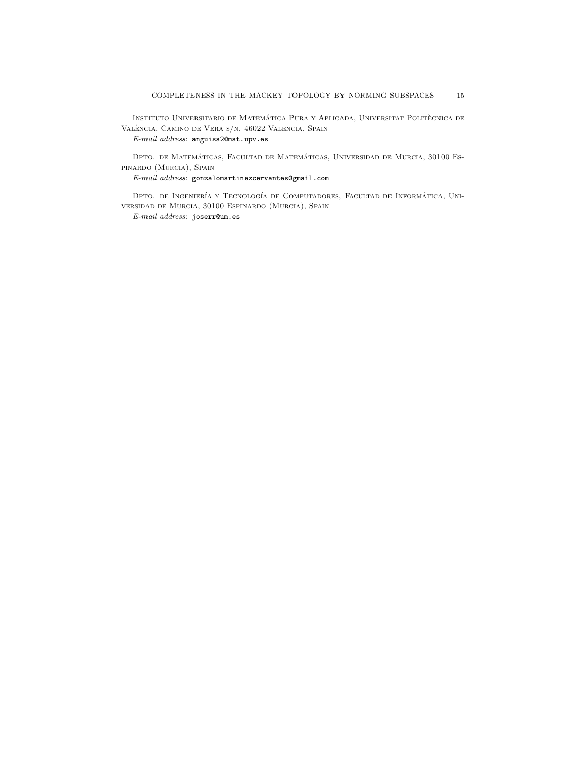Instituto Universitario de Matemática Pura y Aplicada, Universitat Politècnica de València, Camino de Vera s/n, 46022 Valencia, Spain

*E-mail address*: anguisa2@mat.upv.es

Dpto. de Matemáticas, Facultad de Matemáticas, Universidad de Murcia, 30100 Espinardo (Murcia), Spain

*E-mail address*: gonzalomartinezcervantes@gmail.com

Dpto. de Ingeniería y Tecnología de Computadores, Facultad de Informática, Universidad de Murcia, 30100 Espinardo (Murcia), Spain

*E-mail address*: joserr@um.es